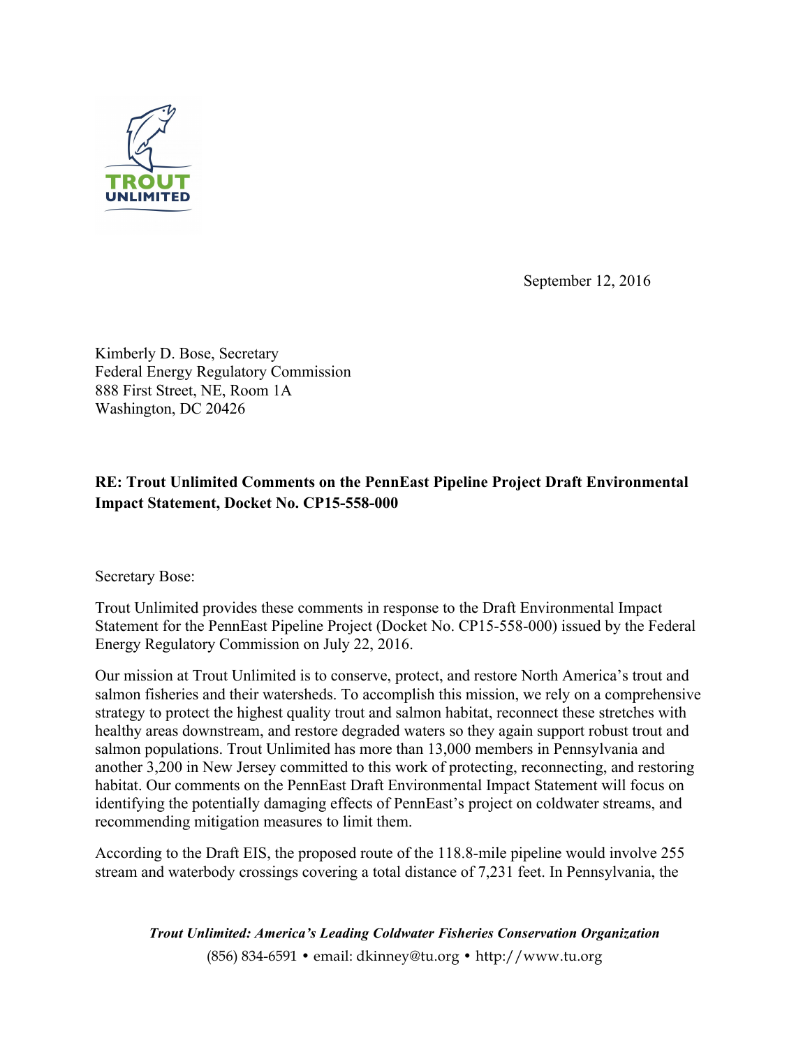TROUT UNLIMITED

September 12, 2016

Kimberly D. Bose, Secretary
Federal Energy Regulatory Commission
888 First Street, NE, Room 1A
Washington, DC 20426

**RE: Trout Unlimited Comments on the PennEast Pipeline Project Draft Environmental Impact Statement, Docket No. CP15-558-000**

Secretary Bose:

Trout Unlimited provides these comments in response to the Draft Environmental Impact Statement for the PennEast Pipeline Project (Docket No. CP15-558-000) issued by the Federal Energy Regulatory Commission on July 22, 2016.

Our mission at Trout Unlimited is to conserve, protect, and restore North America's trout and salmon fisheries and their watersheds. To accomplish this mission, we rely on a comprehensive strategy to protect the highest quality trout and salmon habitat, reconnect these stretches with healthy areas downstream, and restore degraded waters so they again support robust trout and salmon populations. Trout Unlimited has more than 13,000 members in Pennsylvania and another 3,200 in New Jersey committed to this work of protecting, reconnecting, and restoring habitat. Our comments on the PennEast Draft Environmental Impact Statement will focus on identifying the potentially damaging effects of PennEast's project on coldwater streams, and recommending mitigation measures to limit them.

According to the Draft EIS, the proposed route of the 118.8-mile pipeline would involve 255 stream and waterbody crossings covering a total distance of 7,231 feet. In Pennsylvania, the

***Trout Unlimited: America's Leading Coldwater Fisheries Conservation Organization***
(856) 834-6591 • email: dkinney@tu.org • http://www.tu.org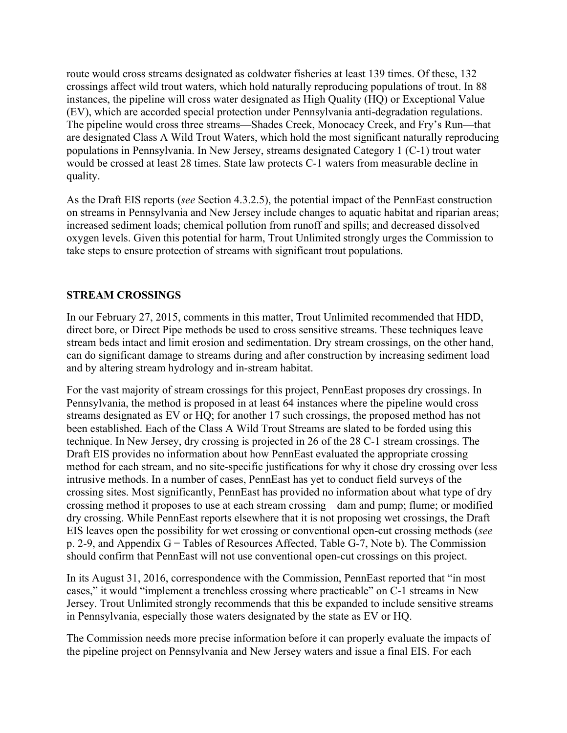route would cross streams designated as coldwater fisheries at least 139 times. Of these, 132 crossings affect wild trout waters, which hold naturally reproducing populations of trout. In 88 instances, the pipeline will cross water designated as High Quality (HQ) or Exceptional Value (EV), which are accorded special protection under Pennsylvania anti-degradation regulations. The pipeline would cross three streams—Shades Creek, Monocacy Creek, and Fry's Run—that are designated Class A Wild Trout Waters, which hold the most significant naturally reproducing populations in Pennsylvania. In New Jersey, streams designated Category 1 (C-1) trout water would be crossed at least 28 times. State law protects C-1 waters from measurable decline in quality.

As the Draft EIS reports (*see* Section 4.3.2.5), the potential impact of the PennEast construction on streams in Pennsylvania and New Jersey include changes to aquatic habitat and riparian areas; increased sediment loads; chemical pollution from runoff and spills; and decreased dissolved oxygen levels. Given this potential for harm, Trout Unlimited strongly urges the Commission to take steps to ensure protection of streams with significant trout populations.

## STREAM CROSSINGS

In our February 27, 2015, comments in this matter, Trout Unlimited recommended that HDD, direct bore, or Direct Pipe methods be used to cross sensitive streams. These techniques leave stream beds intact and limit erosion and sedimentation. Dry stream crossings, on the other hand, can do significant damage to streams during and after construction by increasing sediment load and by altering stream hydrology and in-stream habitat.

For the vast majority of stream crossings for this project, PennEast proposes dry crossings. In Pennsylvania, the method is proposed in at least 64 instances where the pipeline would cross streams designated as EV or HQ; for another 17 such crossings, the proposed method has not been established. Each of the Class A Wild Trout Streams are slated to be forded using this technique. In New Jersey, dry crossing is projected in 26 of the 28 C-1 stream crossings. The Draft EIS provides no information about how PennEast evaluated the appropriate crossing method for each stream, and no site-specific justifications for why it chose dry crossing over less intrusive methods. In a number of cases, PennEast has yet to conduct field surveys of the crossing sites. Most significantly, PennEast has provided no information about what type of dry crossing method it proposes to use at each stream crossing—dam and pump; flume; or modified dry crossing. While PennEast reports elsewhere that it is not proposing wet crossings, the Draft EIS leaves open the possibility for wet crossing or conventional open-cut crossing methods (*see* p. 2-9, and Appendix G – Tables of Resources Affected, Table G-7, Note b). The Commission should confirm that PennEast will not use conventional open-cut crossings on this project.

In its August 31, 2016, correspondence with the Commission, PennEast reported that "in most cases," it would "implement a trenchless crossing where practicable" on C-1 streams in New Jersey. Trout Unlimited strongly recommends that this be expanded to include sensitive streams in Pennsylvania, especially those waters designated by the state as EV or HQ.

The Commission needs more precise information before it can properly evaluate the impacts of the pipeline project on Pennsylvania and New Jersey waters and issue a final EIS. For each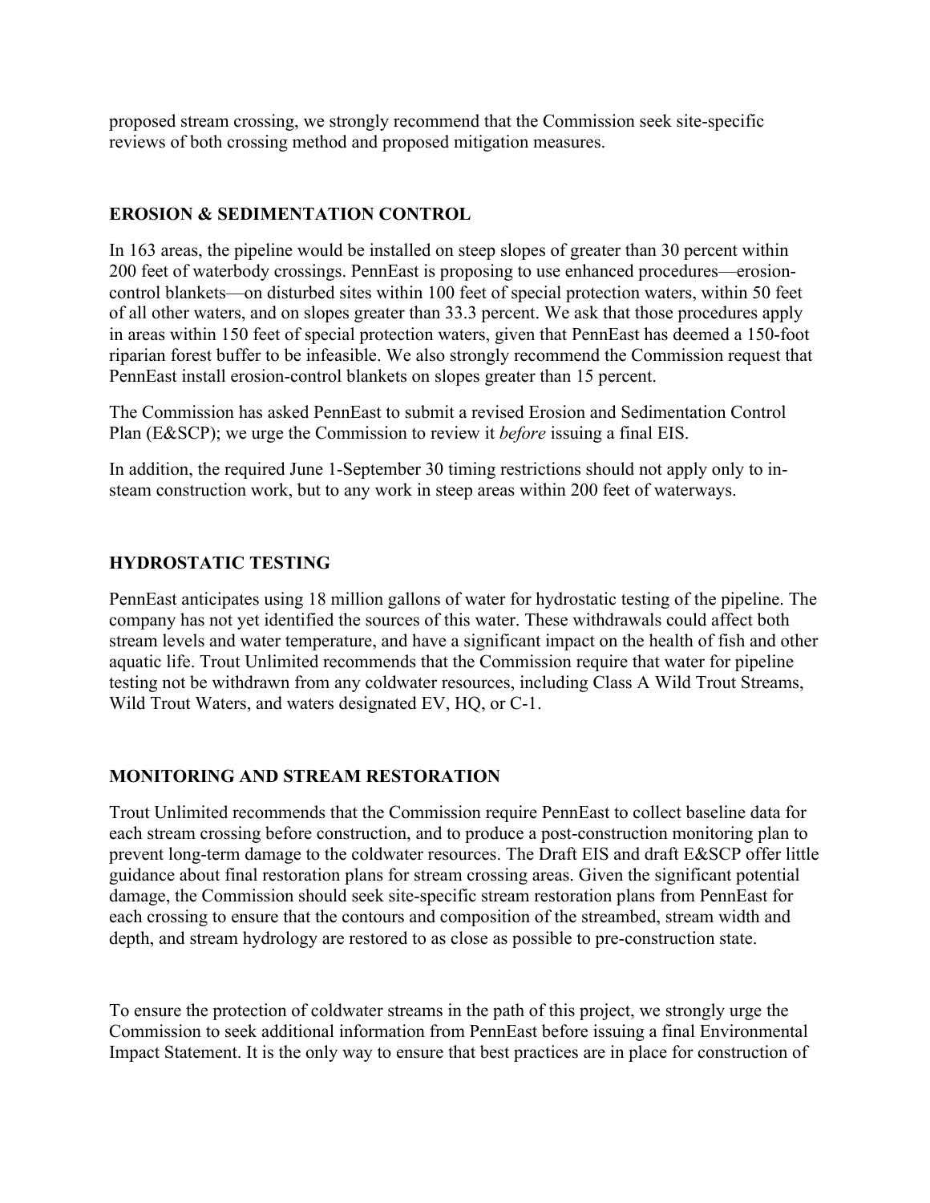proposed stream crossing, we strongly recommend that the Commission seek site-specific reviews of both crossing method and proposed mitigation measures.

## EROSION & SEDIMENTATION CONTROL

In 163 areas, the pipeline would be installed on steep slopes of greater than 30 percent within 200 feet of waterbody crossings. PennEast is proposing to use enhanced procedures—erosion-control blankets—on disturbed sites within 100 feet of special protection waters, within 50 feet of all other waters, and on slopes greater than 33.3 percent. We ask that those procedures apply in areas within 150 feet of special protection waters, given that PennEast has deemed a 150-foot riparian forest buffer to be infeasible. We also strongly recommend the Commission request that PennEast install erosion-control blankets on slopes greater than 15 percent.

The Commission has asked PennEast to submit a revised Erosion and Sedimentation Control Plan (E&SCP); we urge the Commission to review it *before* issuing a final EIS.

In addition, the required June 1-September 30 timing restrictions should not apply only to in-steam construction work, but to any work in steep areas within 200 feet of waterways.

## HYDROSTATIC TESTING

PennEast anticipates using 18 million gallons of water for hydrostatic testing of the pipeline. The company has not yet identified the sources of this water. These withdrawals could affect both stream levels and water temperature, and have a significant impact on the health of fish and other aquatic life. Trout Unlimited recommends that the Commission require that water for pipeline testing not be withdrawn from any coldwater resources, including Class A Wild Trout Streams, Wild Trout Waters, and waters designated EV, HQ, or C-1.

## MONITORING AND STREAM RESTORATION

Trout Unlimited recommends that the Commission require PennEast to collect baseline data for each stream crossing before construction, and to produce a post-construction monitoring plan to prevent long-term damage to the coldwater resources. The Draft EIS and draft E&SCP offer little guidance about final restoration plans for stream crossing areas. Given the significant potential damage, the Commission should seek site-specific stream restoration plans from PennEast for each crossing to ensure that the contours and composition of the streambed, stream width and depth, and stream hydrology are restored to as close as possible to pre-construction state.

To ensure the protection of coldwater streams in the path of this project, we strongly urge the Commission to seek additional information from PennEast before issuing a final Environmental Impact Statement. It is the only way to ensure that best practices are in place for construction of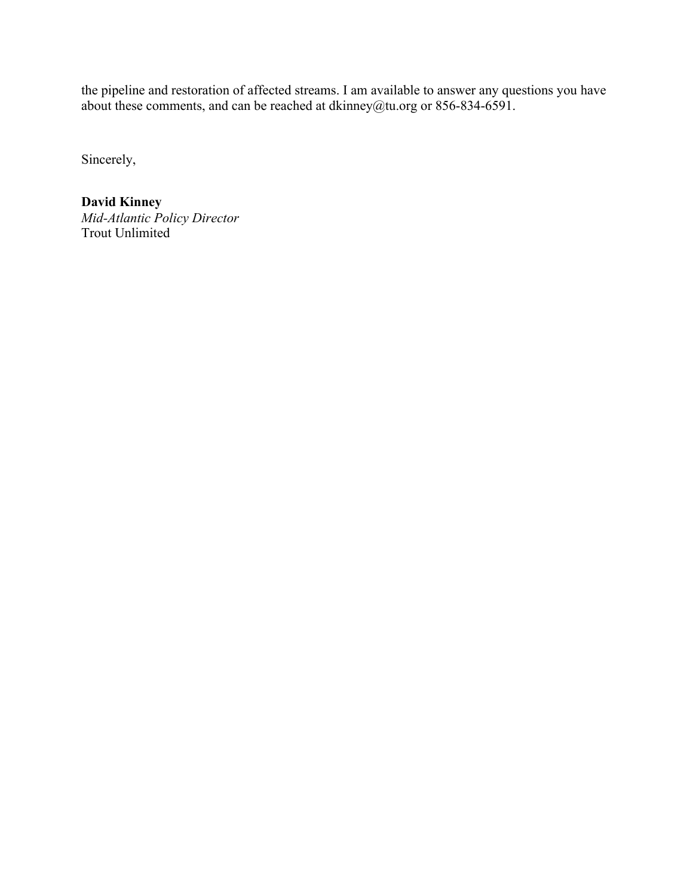the pipeline and restoration of affected streams. I am available to answer any questions you have about these comments, and can be reached at dkinney@tu.org or 856-834-6591.

Sincerely,

**David Kinney**
*Mid-Atlantic Policy Director*
Trout Unlimited